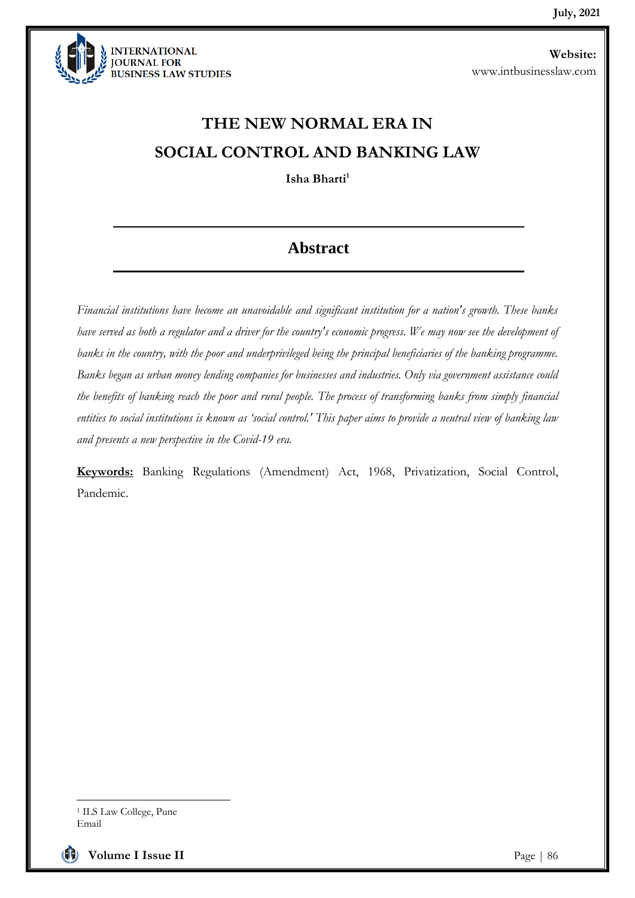# THE NEW NORMAL ERA IN SOCIAL CONTROL AND BANKING LAW

**Isha Bharti**[1]

## Abstract

*Financial institutions have become an unavoidable and significant institution for a nation's growth. These banks have served as both a regulator and a driver for the country's economic progress. We may now see the development of banks in the country, with the poor and underprivileged being the principal beneficiaries of the banking programme. Banks began as urban money lending companies for businesses and industries. Only via government assistance could the benefits of banking reach the poor and rural people. The process of transforming banks from simply financial entities to social institutions is known as 'social control.' This paper aims to provide a neutral view of banking law and presents a new perspective in the Covid-19 era.*

**Keywords:** Banking Regulations (Amendment) Act, 1968, Privatization, Social Control, Pandemic.

---

[1] ILS Law College, Pune
Email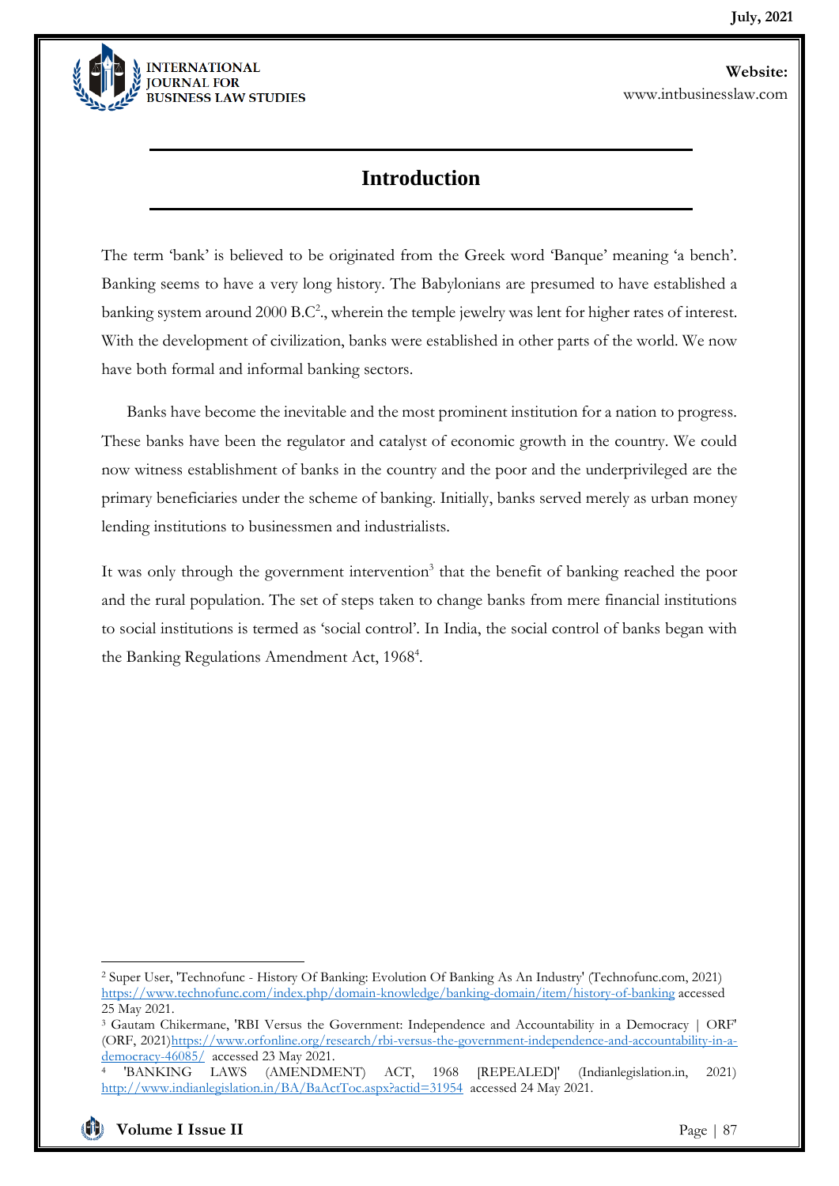# Introduction

The term 'bank' is believed to be originated from the Greek word 'Banque' meaning 'a bench'. Banking seems to have a very long history. The Babylonians are presumed to have established a banking system around 2000 B.C[2]., wherein the temple jewelry was lent for higher rates of interest. With the development of civilization, banks were established in other parts of the world. We now have both formal and informal banking sectors.

Banks have become the inevitable and the most prominent institution for a nation to progress. These banks have been the regulator and catalyst of economic growth in the country. We could now witness establishment of banks in the country and the poor and the underprivileged are the primary beneficiaries under the scheme of banking. Initially, banks served merely as urban money lending institutions to businessmen and industrialists.

It was only through the government intervention[3] that the benefit of banking reached the poor and the rural population. The set of steps taken to change banks from mere financial institutions to social institutions is termed as 'social control'. In India, the social control of banks began with the Banking Regulations Amendment Act, 1968[4].

---

[2] Super User, 'Technofunc - History Of Banking: Evolution Of Banking As An Industry' (Technofunc.com, 2021) https://www.technofunc.com/index.php/domain-knowledge/banking-domain/item/history-of-banking accessed 25 May 2021.

[3] Gautam Chikermane, 'RBI Versus the Government: Independence and Accountability in a Democracy | ORF' (ORF, 2021)https://www.orfonline.org/research/rbi-versus-the-government-independence-and-accountability-in-a-democracy-46085/ accessed 23 May 2021.

[4] 'BANKING LAWS (AMENDMENT) ACT, 1968 [REPEALED]' (Indianlegislation.in, 2021) http://www.indianlegislation.in/BA/BaActToc.aspx?actid=31954 accessed 24 May 2021.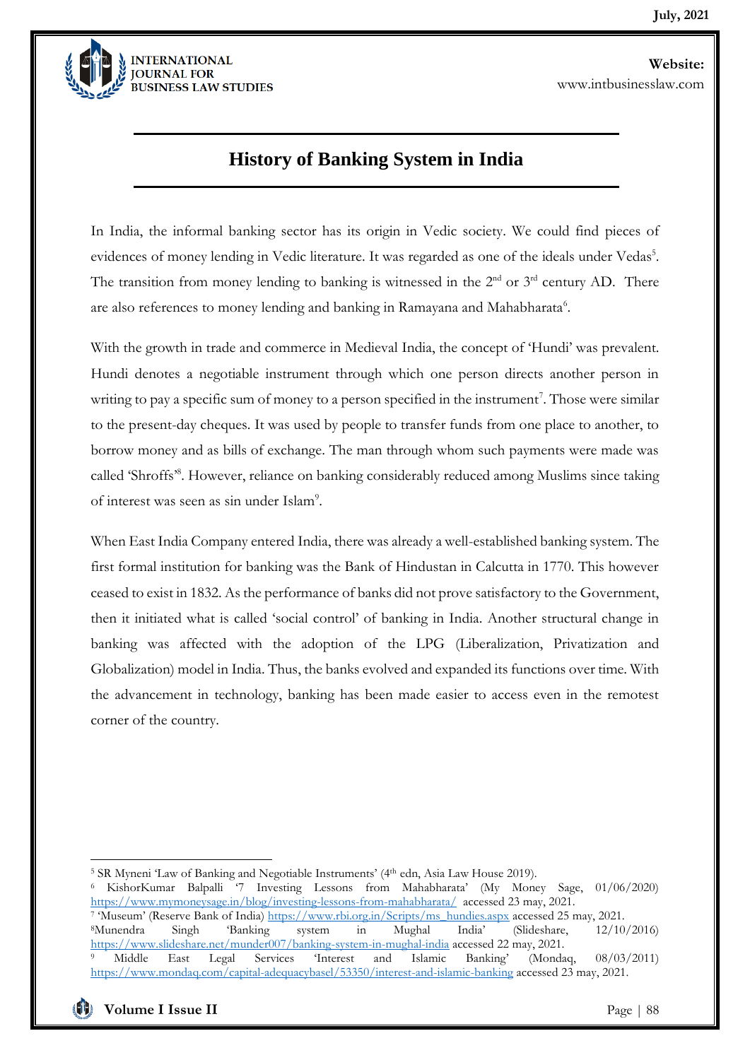# History of Banking System in India

In India, the informal banking sector has its origin in Vedic society. We could find pieces of evidences of money lending in Vedic literature. It was regarded as one of the ideals under Vedas[5]. The transition from money lending to banking is witnessed in the 2nd or 3rd century AD. There are also references to money lending and banking in Ramayana and Mahabharata[6].

With the growth in trade and commerce in Medieval India, the concept of 'Hundi' was prevalent. Hundi denotes a negotiable instrument through which one person directs another person in writing to pay a specific sum of money to a person specified in the instrument[7]. Those were similar to the present-day cheques. It was used by people to transfer funds from one place to another, to borrow money and as bills of exchange. The man through whom such payments were made was called 'Shroffs'[8]. However, reliance on banking considerably reduced among Muslims since taking of interest was seen as sin under Islam[9].

When East India Company entered India, there was already a well-established banking system. The first formal institution for banking was the Bank of Hindustan in Calcutta in 1770. This however ceased to exist in 1832. As the performance of banks did not prove satisfactory to the Government, then it initiated what is called 'social control' of banking in India. Another structural change in banking was affected with the adoption of the LPG (Liberalization, Privatization and Globalization) model in India. Thus, the banks evolved and expanded its functions over time. With the advancement in technology, banking has been made easier to access even in the remotest corner of the country.

---

[5] SR Myneni 'Law of Banking and Negotiable Instruments' (4th edn, Asia Law House 2019).

[6] KishorKumar Balpalli '7 Investing Lessons from Mahabharata' (My Money Sage, 01/06/2020) https://www.mymoneysage.in/blog/investing-lessons-from-mahabharata/ accessed 23 may, 2021.

[7] 'Museum' (Reserve Bank of India) https://www.rbi.org.in/Scripts/ms_hundies.aspx accessed 25 may, 2021.

[8] Munendra Singh 'Banking system in Mughal India' (Slideshare, 12/10/2016) https://www.slideshare.net/munder007/banking-system-in-mughal-india accessed 22 may, 2021.

[9] Middle East Legal Services 'Interest and Islamic Banking' (Mondaq, 08/03/2011) https://www.mondaq.com/capital-adequacybasel/53350/interest-and-islamic-banking accessed 23 may, 2021.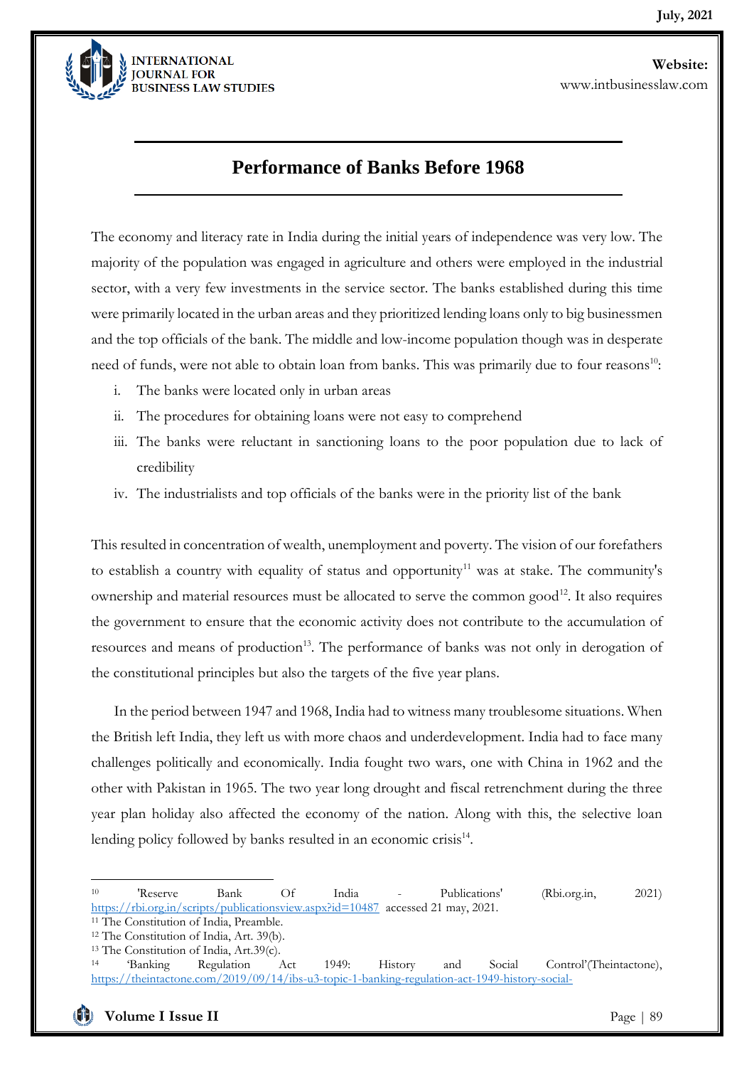## Performance of Banks Before 1968

The economy and literacy rate in India during the initial years of independence was very low. The majority of the population was engaged in agriculture and others were employed in the industrial sector, with a very few investments in the service sector. The banks established during this time were primarily located in the urban areas and they prioritized lending loans only to big businessmen and the top officials of the bank. The middle and low-income population though was in desperate need of funds, were not able to obtain loan from banks. This was primarily due to four reasons[10]:

i. The banks were located only in urban areas
ii. The procedures for obtaining loans were not easy to comprehend
iii. The banks were reluctant in sanctioning loans to the poor population due to lack of credibility
iv. The industrialists and top officials of the banks were in the priority list of the bank

This resulted in concentration of wealth, unemployment and poverty. The vision of our forefathers to establish a country with equality of status and opportunity[11] was at stake. The community's ownership and material resources must be allocated to serve the common good[12]. It also requires the government to ensure that the economic activity does not contribute to the accumulation of resources and means of production[13]. The performance of banks was not only in derogation of the constitutional principles but also the targets of the five year plans.

In the period between 1947 and 1968, India had to witness many troublesome situations. When the British left India, they left us with more chaos and underdevelopment. India had to face many challenges politically and economically. India fought two wars, one with China in 1962 and the other with Pakistan in 1965. The two year long drought and fiscal retrenchment during the three year plan holiday also affected the economy of the nation. Along with this, the selective loan lending policy followed by banks resulted in an economic crisis[14].

---

[10] 'Reserve Bank Of India - Publications' (Rbi.org.in, 2021) https://rbi.org.in/scripts/publicationsview.aspx?id=10487 accessed 21 may, 2021.

[11] The Constitution of India, Preamble.

[12] The Constitution of India, Art. 39(b).

[13] The Constitution of India, Art.39(c).

[14] 'Banking Regulation Act 1949: History and Social Control'(Theintactone), https://theintactone.com/2019/09/14/ibs-u3-topic-1-banking-regulation-act-1949-history-social-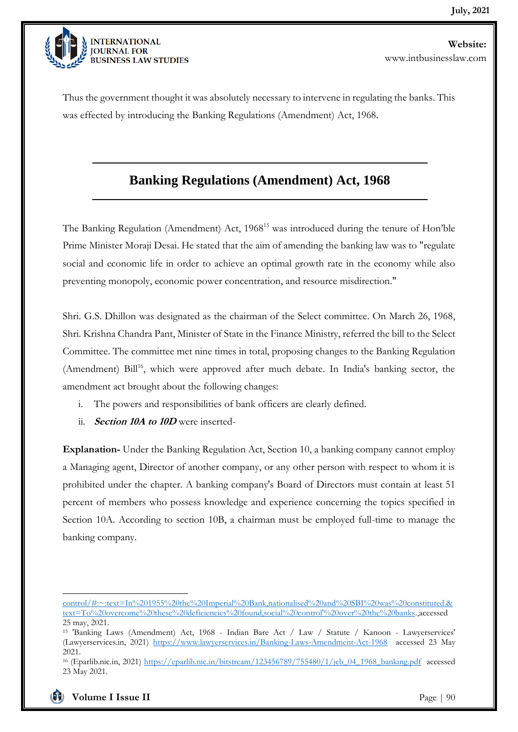Thus the government thought it was absolutely necessary to intervene in regulating the banks. This was effected by introducing the Banking Regulations (Amendment) Act, 1968.

## Banking Regulations (Amendment) Act, 1968

The Banking Regulation (Amendment) Act, 1968[15] was introduced during the tenure of Hon'ble Prime Minister Moraji Desai. He stated that the aim of amending the banking law was to "regulate social and economic life in order to achieve an optimal growth rate in the economy while also preventing monopoly, economic power concentration, and resource misdirection."

Shri. G.S. Dhillon was designated as the chairman of the Select committee. On March 26, 1968, Shri. Krishna Chandra Pant, Minister of State in the Finance Ministry, referred the bill to the Select Committee. The committee met nine times in total, proposing changes to the Banking Regulation (Amendment) Bill[16], which were approved after much debate. In India's banking sector, the amendment act brought about the following changes:

i. The powers and responsibilities of bank officers are clearly defined.
ii. ***Section 10A to 10D*** were inserted-

**Explanation-** Under the Banking Regulation Act, Section 10, a banking company cannot employ a Managing agent, Director of another company, or any other person with respect to whom it is prohibited under the chapter. A banking company's Board of Directors must contain at least 51 percent of members who possess knowledge and experience concerning the topics specified in Section 10A. According to section 10B, a chairman must be employed full-time to manage the banking company.

---

control/#:~:text=In%201955%20the%20Imperial%20Bank,nationalised%20and%20SBI%20was%20constituted.&text=To%20overcome%20these%20deficiencies%20found,social%20control"%20over%20the%20banks.,accessed 25 may, 2021.

[15] 'Banking Laws (Amendment) Act, 1968 - Indian Bare Act / Law / Statute / Kanoon - Lawyerservices' (Lawyerservices.in, 2021) https://www.lawyerservices.in/Banking-Laws-Amendment-Act-1968 accessed 23 May 2021.

[16] (Eparlib.nic.in, 2021) https://eparlib.nic.in/bitstream/123456789/755480/1/jcb_04_1968_banking.pdf accessed 23 May 2021.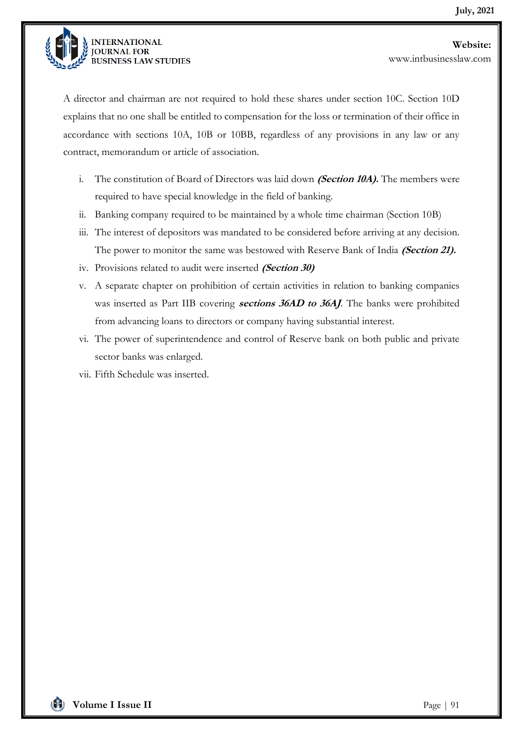A director and chairman are not required to hold these shares under section 10C. Section 10D explains that no one shall be entitled to compensation for the loss or termination of their office in accordance with sections 10A, 10B or 10BB, regardless of any provisions in any law or any contract, memorandum or article of association.

i. The constitution of Board of Directors was laid down ***(Section 10A).*** The members were required to have special knowledge in the field of banking.
ii. Banking company required to be maintained by a whole time chairman (Section 10B)
iii. The interest of depositors was mandated to be considered before arriving at any decision. The power to monitor the same was bestowed with Reserve Bank of India ***(Section 21).***
iv. Provisions related to audit were inserted ***(Section 30)***
v. A separate chapter on prohibition of certain activities in relation to banking companies was inserted as Part IIB covering ***sections 36AD to 36AJ***. The banks were prohibited from advancing loans to directors or company having substantial interest.
vi. The power of superintendence and control of Reserve bank on both public and private sector banks was enlarged.
vii. Fifth Schedule was inserted.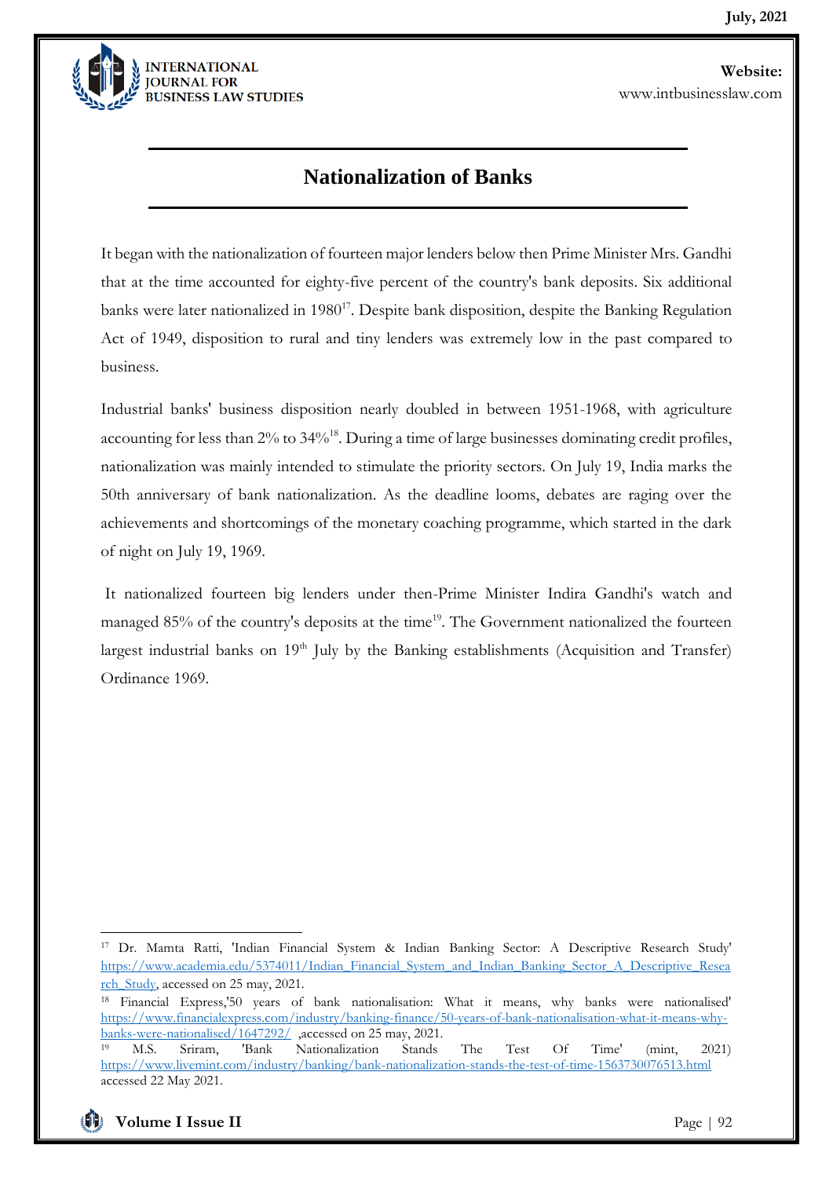# Nationalization of Banks

It began with the nationalization of fourteen major lenders below then Prime Minister Mrs. Gandhi that at the time accounted for eighty-five percent of the country's bank deposits. Six additional banks were later nationalized in 1980[17]. Despite bank disposition, despite the Banking Regulation Act of 1949, disposition to rural and tiny lenders was extremely low in the past compared to business.

Industrial banks' business disposition nearly doubled in between 1951-1968, with agriculture accounting for less than 2% to 34%[18]. During a time of large businesses dominating credit profiles, nationalization was mainly intended to stimulate the priority sectors. On July 19, India marks the 50th anniversary of bank nationalization. As the deadline looms, debates are raging over the achievements and shortcomings of the monetary coaching programme, which started in the dark of night on July 19, 1969.

It nationalized fourteen big lenders under then-Prime Minister Indira Gandhi's watch and managed 85% of the country's deposits at the time[19]. The Government nationalized the fourteen largest industrial banks on 19th July by the Banking establishments (Acquisition and Transfer) Ordinance 1969.

---

[17] Dr. Mamta Ratti, 'Indian Financial System & Indian Banking Sector: A Descriptive Research Study' https://www.academia.edu/5374011/Indian_Financial_System_and_Indian_Banking_Sector_A_Descriptive_Research_Study, accessed on 25 may, 2021.

[18] Financial Express,'50 years of bank nationalisation: What it means, why banks were nationalised' https://www.financialexpress.com/industry/banking-finance/50-years-of-bank-nationalisation-what-it-means-why-banks-were-nationalised/1647292/ ,accessed on 25 may, 2021.

[19] M.S. Sriram, 'Bank Nationalization Stands The Test Of Time' (mint, 2021) https://www.livemint.com/industry/banking/bank-nationalization-stands-the-test-of-time-1563730076513.html accessed 22 May 2021.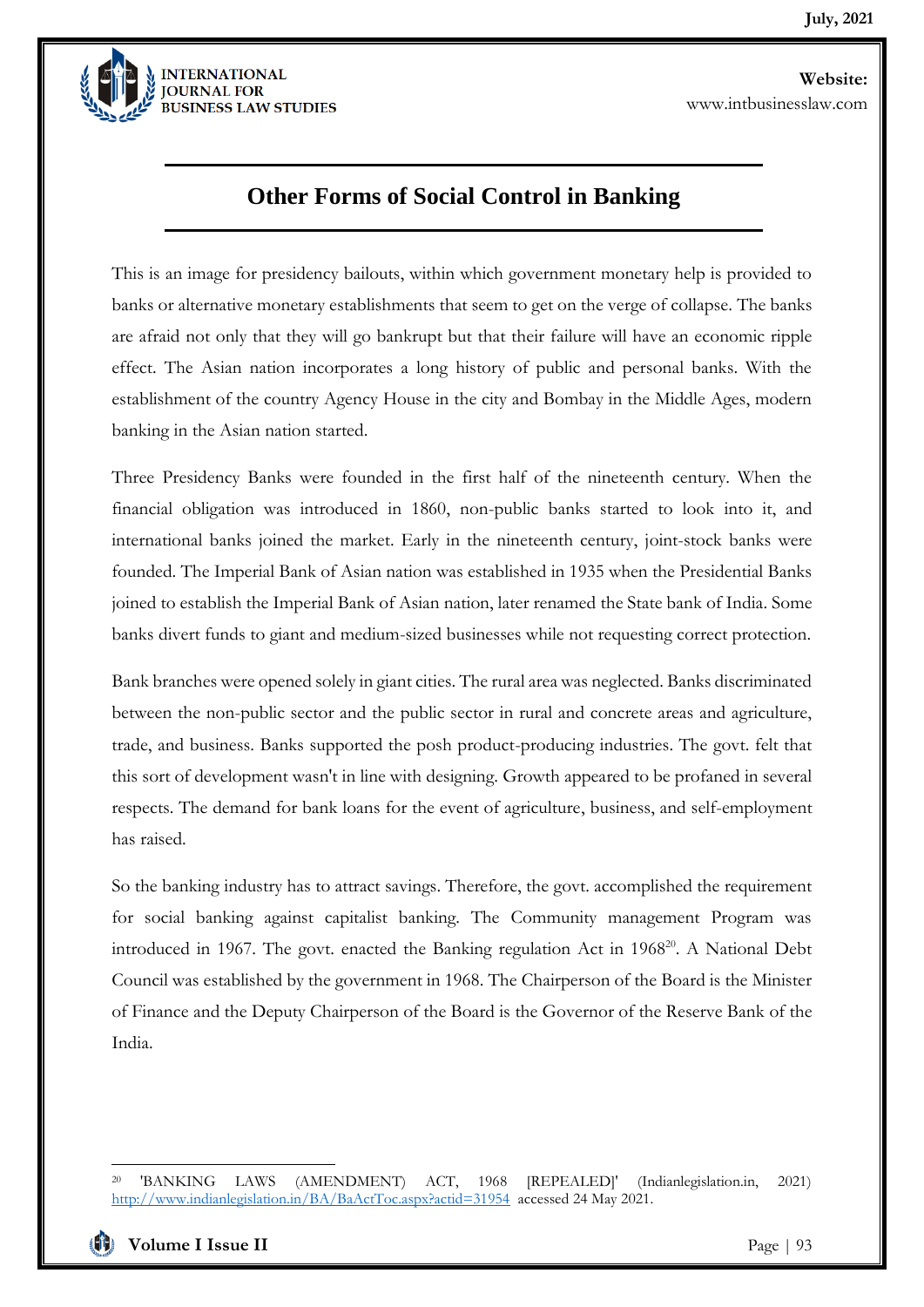## Other Forms of Social Control in Banking

This is an image for presidency bailouts, within which government monetary help is provided to banks or alternative monetary establishments that seem to get on the verge of collapse. The banks are afraid not only that they will go bankrupt but that their failure will have an economic ripple effect. The Asian nation incorporates a long history of public and personal banks. With the establishment of the country Agency House in the city and Bombay in the Middle Ages, modern banking in the Asian nation started.

Three Presidency Banks were founded in the first half of the nineteenth century. When the financial obligation was introduced in 1860, non-public banks started to look into it, and international banks joined the market. Early in the nineteenth century, joint-stock banks were founded. The Imperial Bank of Asian nation was established in 1935 when the Presidential Banks joined to establish the Imperial Bank of Asian nation, later renamed the State bank of India. Some banks divert funds to giant and medium-sized businesses while not requesting correct protection.

Bank branches were opened solely in giant cities. The rural area was neglected. Banks discriminated between the non-public sector and the public sector in rural and concrete areas and agriculture, trade, and business. Banks supported the posh product-producing industries. The govt. felt that this sort of development wasn't in line with designing. Growth appeared to be profaned in several respects. The demand for bank loans for the event of agriculture, business, and self-employment has raised.

So the banking industry has to attract savings. Therefore, the govt. accomplished the requirement for social banking against capitalist banking. The Community management Program was introduced in 1967. The govt. enacted the Banking regulation Act in 1968[20]. A National Debt Council was established by the government in 1968. The Chairperson of the Board is the Minister of Finance and the Deputy Chairperson of the Board is the Governor of the Reserve Bank of the India.

---

[20] 'BANKING LAWS (AMENDMENT) ACT, 1968 [REPEALED]' (Indianlegislation.in, 2021) http://www.indianlegislation.in/BA/BaActToc.aspx?actid=31954 accessed 24 May 2021.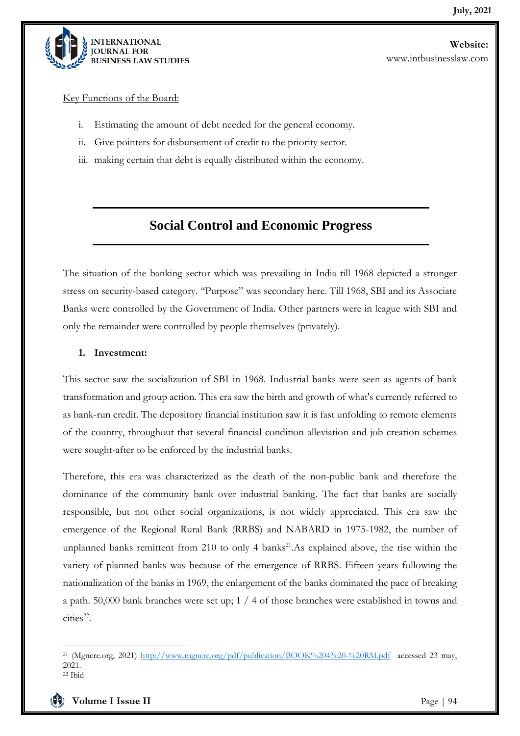Key Functions of the Board:

i. Estimating the amount of debt needed for the general economy.
ii. Give pointers for disbursement of credit to the priority sector.
iii. making certain that debt is equally distributed within the economy.

## Social Control and Economic Progress

The situation of the banking sector which was prevailing in India till 1968 depicted a stronger stress on security-based category. "Purpose" was secondary here. Till 1968, SBI and its Associate Banks were controlled by the Government of India. Other partners were in league with SBI and only the remainder were controlled by people themselves (privately).

1. **Investment:**

This sector saw the socialization of SBI in 1968. Industrial banks were seen as agents of bank transformation and group action. This era saw the birth and growth of what's currently referred to as bank-run credit. The depository financial institution saw it is fast unfolding to remote elements of the country, throughout that several financial condition alleviation and job creation schemes were sought-after to be enforced by the industrial banks.

Therefore, this era was characterized as the death of the non-public bank and therefore the dominance of the community bank over industrial banking. The fact that banks are socially responsible, but not other social organizations, is not widely appreciated. This era saw the emergence of the Regional Rural Bank (RRBS) and NABARD in 1975-1982, the number of unplanned banks remittent from 210 to only 4 banks[21].As explained above, the rise within the variety of planned banks was because of the emergence of RRBS. Fifteen years following the nationalization of the banks in 1969, the enlargement of the banks dominated the pace of breaking a path. 50,000 bank branches were set up; 1 / 4 of those branches were established in towns and cities[22].

---

[21] (Mgncre.org, 2021) http://www.mgncre.org/pdf/publication/BOOK%204%20-%20RM.pdf accessed 23 may, 2021.

[22] Ibid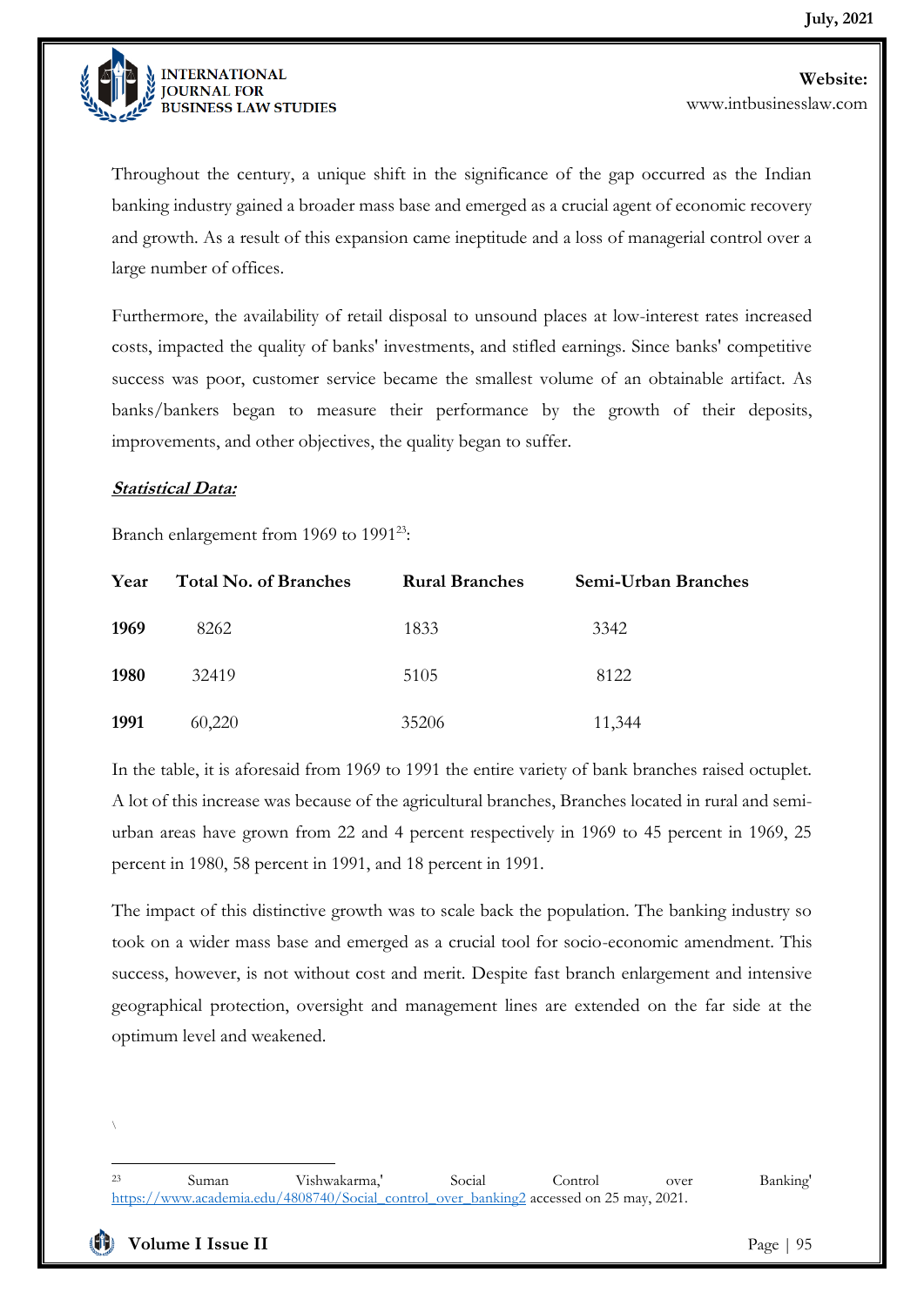Throughout the century, a unique shift in the significance of the gap occurred as the Indian banking industry gained a broader mass base and emerged as a crucial agent of economic recovery and growth. As a result of this expansion came ineptitude and a loss of managerial control over a large number of offices.

Furthermore, the availability of retail disposal to unsound places at low-interest rates increased costs, impacted the quality of banks' investments, and stifled earnings. Since banks' competitive success was poor, customer service became the smallest volume of an obtainable artifact. As banks/bankers began to measure their performance by the growth of their deposits, improvements, and other objectives, the quality began to suffer.

***Statistical Data:***

Branch enlargement from 1969 to 1991[23]:

| Year | Total No. of Branches | Rural Branches | Semi-Urban Branches |
|---|---|---|---|
| **1969** | 8262 | 1833 | 3342 |
| **1980** | 32419 | 5105 | 8122 |
| **1991** | 60,220 | 35206 | 11,344 |

In the table, it is aforesaid from 1969 to 1991 the entire variety of bank branches raised octuplet. A lot of this increase was because of the agricultural branches, Branches located in rural and semi-urban areas have grown from 22 and 4 percent respectively in 1969 to 45 percent in 1969, 25 percent in 1980, 58 percent in 1991, and 18 percent in 1991.

The impact of this distinctive growth was to scale back the population. The banking industry so took on a wider mass base and emerged as a crucial tool for socio-economic amendment. This success, however, is not without cost and merit. Despite fast branch enlargement and intensive geographical protection, oversight and management lines are extended on the far side at the optimum level and weakened.

\

[23] Suman Vishwakarma,' Social Control over Banking' https://www.academia.edu/4808740/Social_control_over_banking2 accessed on 25 may, 2021.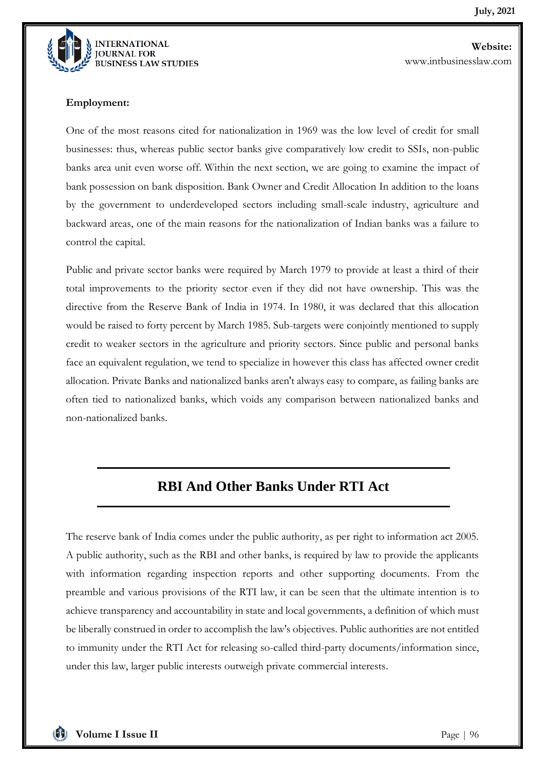**Employment:**

One of the most reasons cited for nationalization in 1969 was the low level of credit for small businesses: thus, whereas public sector banks give comparatively low credit to SSIs, non-public banks area unit even worse off. Within the next section, we are going to examine the impact of bank possession on bank disposition. Bank Owner and Credit Allocation In addition to the loans by the government to underdeveloped sectors including small-scale industry, agriculture and backward areas, one of the main reasons for the nationalization of Indian banks was a failure to control the capital.

Public and private sector banks were required by March 1979 to provide at least a third of their total improvements to the priority sector even if they did not have ownership. This was the directive from the Reserve Bank of India in 1974. In 1980, it was declared that this allocation would be raised to forty percent by March 1985. Sub-targets were conjointly mentioned to supply credit to weaker sectors in the agriculture and priority sectors. Since public and personal banks face an equivalent regulation, we tend to specialize in however this class has affected owner credit allocation. Private Banks and nationalized banks aren't always easy to compare, as failing banks are often tied to nationalized banks, which voids any comparison between nationalized banks and non-nationalized banks.

## RBI And Other Banks Under RTI Act

The reserve bank of India comes under the public authority, as per right to information act 2005. A public authority, such as the RBI and other banks, is required by law to provide the applicants with information regarding inspection reports and other supporting documents. From the preamble and various provisions of the RTI law, it can be seen that the ultimate intention is to achieve transparency and accountability in state and local governments, a definition of which must be liberally construed in order to accomplish the law's objectives. Public authorities are not entitled to immunity under the RTI Act for releasing so-called third-party documents/information since, under this law, larger public interests outweigh private commercial interests.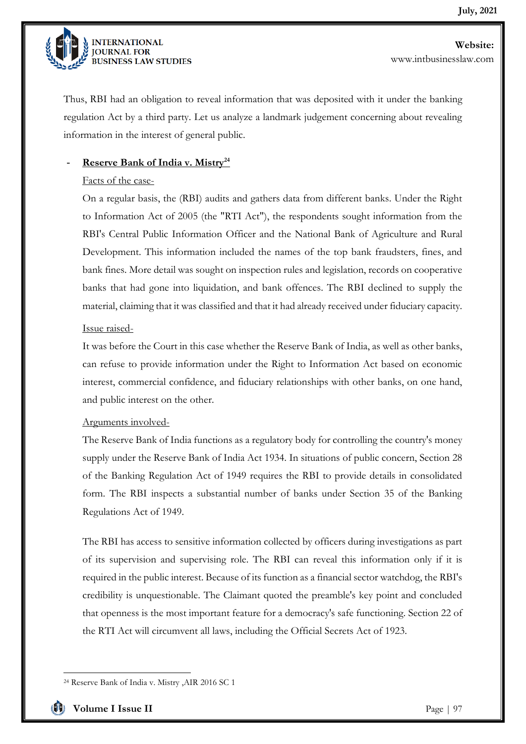Thus, RBI had an obligation to reveal information that was deposited with it under the banking regulation Act by a third party. Let us analyze a landmark judgement concerning about revealing information in the interest of general public.

- **Reserve Bank of India v. Mistry**[24]

  Facts of the case-

  On a regular basis, the (RBI) audits and gathers data from different banks. Under the Right to Information Act of 2005 (the "RTI Act"), the respondents sought information from the RBI's Central Public Information Officer and the National Bank of Agriculture and Rural Development. This information included the names of the top bank fraudsters, fines, and bank fines. More detail was sought on inspection rules and legislation, records on cooperative banks that had gone into liquidation, and bank offences. The RBI declined to supply the material, claiming that it was classified and that it had already received under fiduciary capacity.

  Issue raised-

  It was before the Court in this case whether the Reserve Bank of India, as well as other banks, can refuse to provide information under the Right to Information Act based on economic interest, commercial confidence, and fiduciary relationships with other banks, on one hand, and public interest on the other.

  Arguments involved-

  The Reserve Bank of India functions as a regulatory body for controlling the country's money supply under the Reserve Bank of India Act 1934. In situations of public concern, Section 28 of the Banking Regulation Act of 1949 requires the RBI to provide details in consolidated form. The RBI inspects a substantial number of banks under Section 35 of the Banking Regulations Act of 1949.

  The RBI has access to sensitive information collected by officers during investigations as part of its supervision and supervising role. The RBI can reveal this information only if it is required in the public interest. Because of its function as a financial sector watchdog, the RBI's credibility is unquestionable. The Claimant quoted the preamble's key point and concluded that openness is the most important feature for a democracy's safe functioning. Section 22 of the RTI Act will circumvent all laws, including the Official Secrets Act of 1923.

---

[24] Reserve Bank of India v. Mistry ,AIR 2016 SC 1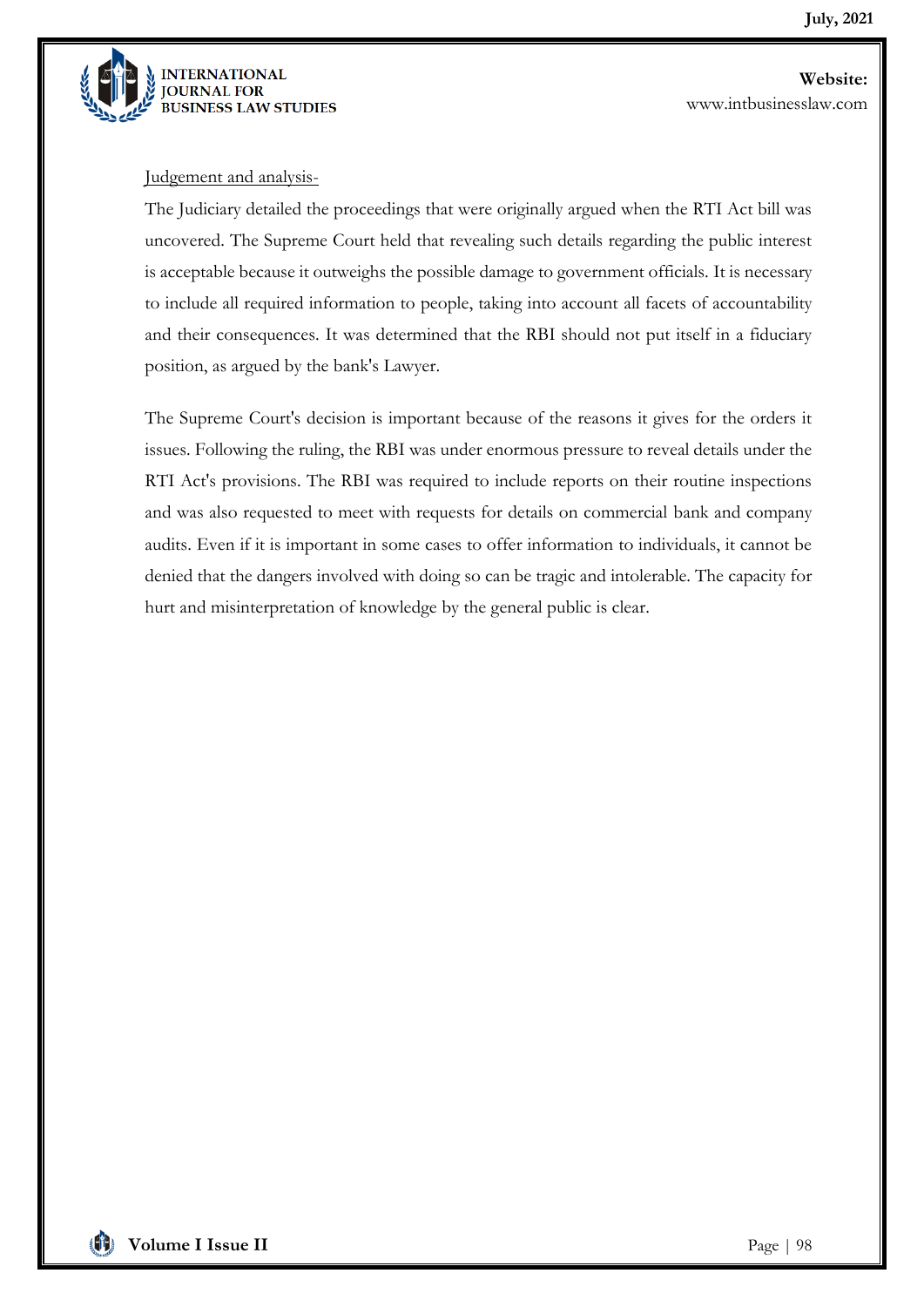Judgement and analysis-

The Judiciary detailed the proceedings that were originally argued when the RTI Act bill was uncovered. The Supreme Court held that revealing such details regarding the public interest is acceptable because it outweighs the possible damage to government officials. It is necessary to include all required information to people, taking into account all facets of accountability and their consequences. It was determined that the RBI should not put itself in a fiduciary position, as argued by the bank's Lawyer.

The Supreme Court's decision is important because of the reasons it gives for the orders it issues. Following the ruling, the RBI was under enormous pressure to reveal details under the RTI Act's provisions. The RBI was required to include reports on their routine inspections and was also requested to meet with requests for details on commercial bank and company audits. Even if it is important in some cases to offer information to individuals, it cannot be denied that the dangers involved with doing so can be tragic and intolerable. The capacity for hurt and misinterpretation of knowledge by the general public is clear.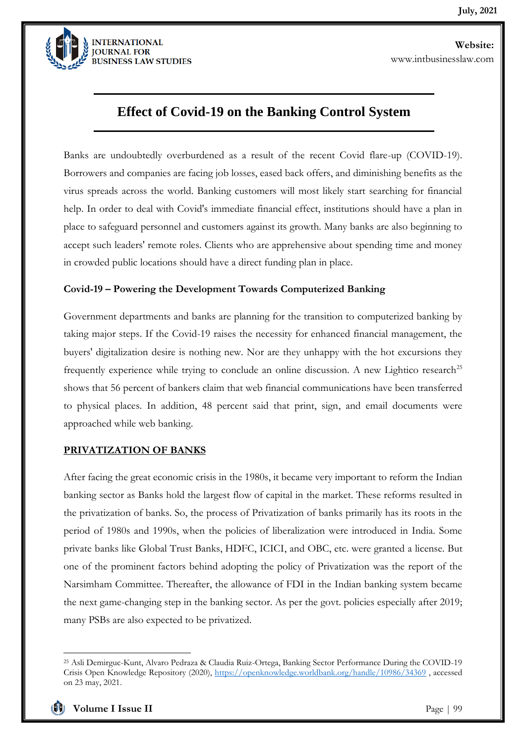## Effect of Covid-19 on the Banking Control System

Banks are undoubtedly overburdened as a result of the recent Covid flare-up (COVID-19). Borrowers and companies are facing job losses, eased back offers, and diminishing benefits as the virus spreads across the world. Banking customers will most likely start searching for financial help. In order to deal with Covid's immediate financial effect, institutions should have a plan in place to safeguard personnel and customers against its growth. Many banks are also beginning to accept such leaders' remote roles. Clients who are apprehensive about spending time and money in crowded public locations should have a direct funding plan in place.

**Covid-19 – Powering the Development Towards Computerized Banking**

Government departments and banks are planning for the transition to computerized banking by taking major steps. If the Covid-19 raises the necessity for enhanced financial management, the buyers' digitalization desire is nothing new. Nor are they unhappy with the hot excursions they frequently experience while trying to conclude an online discussion. A new Lightico research[25] shows that 56 percent of bankers claim that web financial communications have been transferred to physical places. In addition, 48 percent said that print, sign, and email documents were approached while web banking.

**PRIVATIZATION OF BANKS**

After facing the great economic crisis in the 1980s, it became very important to reform the Indian banking sector as Banks hold the largest flow of capital in the market. These reforms resulted in the privatization of banks. So, the process of Privatization of banks primarily has its roots in the period of 1980s and 1990s, when the policies of liberalization were introduced in India. Some private banks like Global Trust Banks, HDFC, ICICI, and OBC, etc. were granted a license. But one of the prominent factors behind adopting the policy of Privatization was the report of the Narsimham Committee. Thereafter, the allowance of FDI in the Indian banking system became the next game-changing step in the banking sector. As per the govt. policies especially after 2019; many PSBs are also expected to be privatized.

---

[25] Asli Demirguc-Kunt, Alvaro Pedraza & Claudia Ruiz-Ortega, Banking Sector Performance During the COVID-19 Crisis Open Knowledge Repository (2020), https://openknowledge.worldbank.org/handle/10986/34369 , accessed on 23 may, 2021.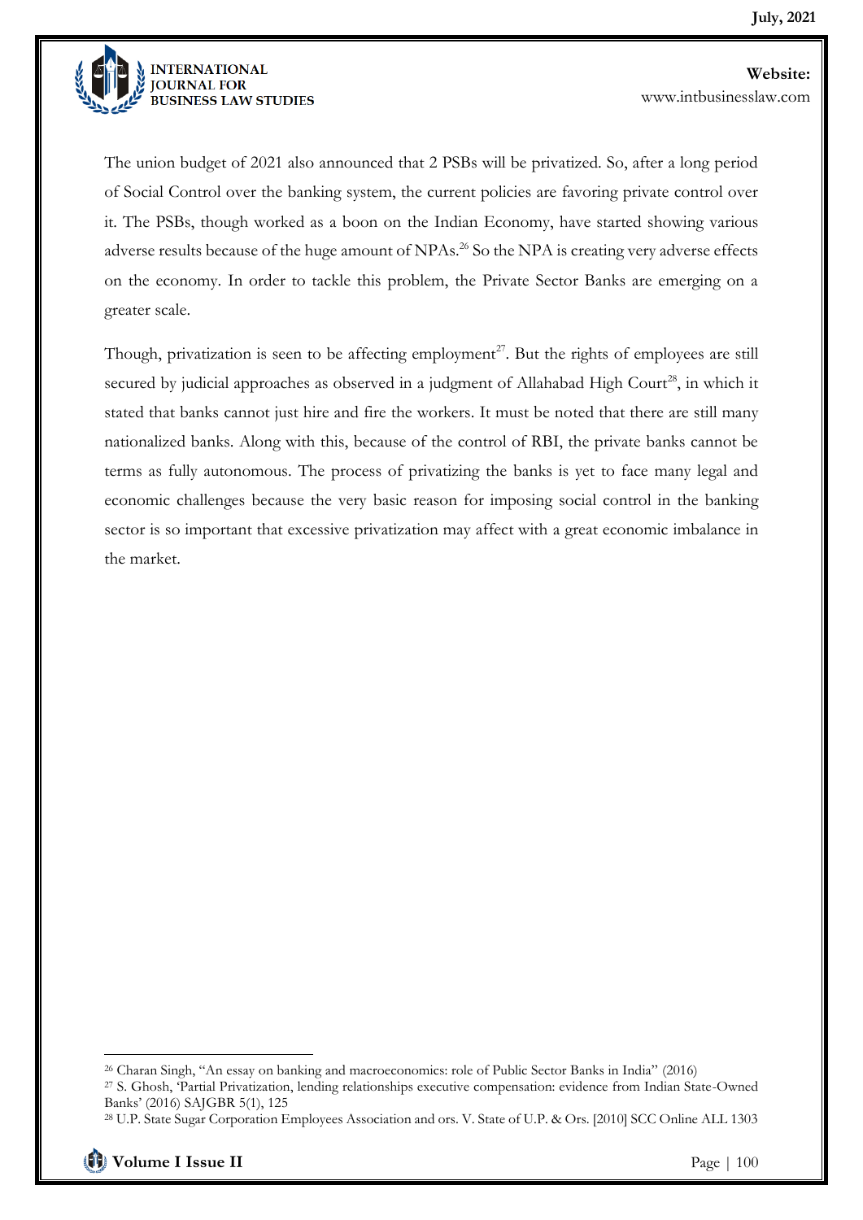The union budget of 2021 also announced that 2 PSBs will be privatized. So, after a long period of Social Control over the banking system, the current policies are favoring private control over it. The PSBs, though worked as a boon on the Indian Economy, have started showing various adverse results because of the huge amount of NPAs.[26] So the NPA is creating very adverse effects on the economy. In order to tackle this problem, the Private Sector Banks are emerging on a greater scale.

Though, privatization is seen to be affecting employment[27]. But the rights of employees are still secured by judicial approaches as observed in a judgment of Allahabad High Court[28], in which it stated that banks cannot just hire and fire the workers. It must be noted that there are still many nationalized banks. Along with this, because of the control of RBI, the private banks cannot be terms as fully autonomous. The process of privatizing the banks is yet to face many legal and economic challenges because the very basic reason for imposing social control in the banking sector is so important that excessive privatization may affect with a great economic imbalance in the market.

---

[26] Charan Singh, "An essay on banking and macroeconomics: role of Public Sector Banks in India" (2016)

[27] S. Ghosh, 'Partial Privatization, lending relationships executive compensation: evidence from Indian State-Owned Banks' (2016) SAJGBR 5(1), 125

[28] U.P. State Sugar Corporation Employees Association and ors. V. State of U.P. & Ors. [2010] SCC Online ALL 1303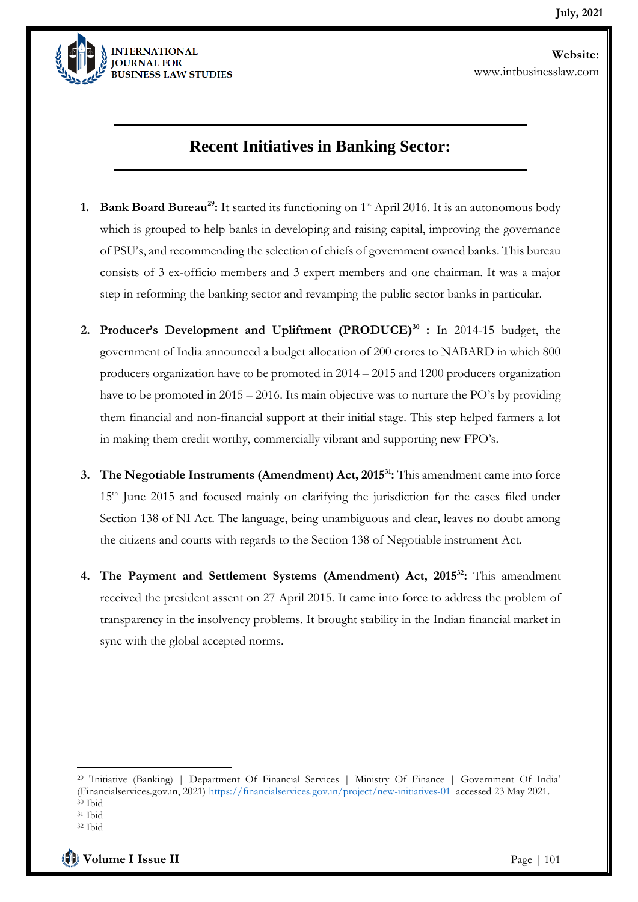## Recent Initiatives in Banking Sector:

1. **Bank Board Bureau[29]:** It started its functioning on 1st April 2016. It is an autonomous body which is grouped to help banks in developing and raising capital, improving the governance of PSU's, and recommending the selection of chiefs of government owned banks. This bureau consists of 3 ex-officio members and 3 expert members and one chairman. It was a major step in reforming the banking sector and revamping the public sector banks in particular.

2. **Producer's Development and Upliftment (PRODUCE)[30] :** In 2014-15 budget, the government of India announced a budget allocation of 200 crores to NABARD in which 800 producers organization have to be promoted in 2014 – 2015 and 1200 producers organization have to be promoted in 2015 – 2016. Its main objective was to nurture the PO's by providing them financial and non-financial support at their initial stage. This step helped farmers a lot in making them credit worthy, commercially vibrant and supporting new FPO's.

3. **The Negotiable Instruments (Amendment) Act, 2015[31]:** This amendment came into force 15th June 2015 and focused mainly on clarifying the jurisdiction for the cases filed under Section 138 of NI Act. The language, being unambiguous and clear, leaves no doubt among the citizens and courts with regards to the Section 138 of Negotiable instrument Act.

4. **The Payment and Settlement Systems (Amendment) Act, 2015[32]:** This amendment received the president assent on 27 April 2015. It came into force to address the problem of transparency in the insolvency problems. It brought stability in the Indian financial market in sync with the global accepted norms.

---

[29] 'Initiative (Banking) | Department Of Financial Services | Ministry Of Finance | Government Of India' (Financialservices.gov.in, 2021) https://financialservices.gov.in/project/new-initiatives-01 accessed 23 May 2021.

[30] Ibid

[31] Ibid

[32] Ibid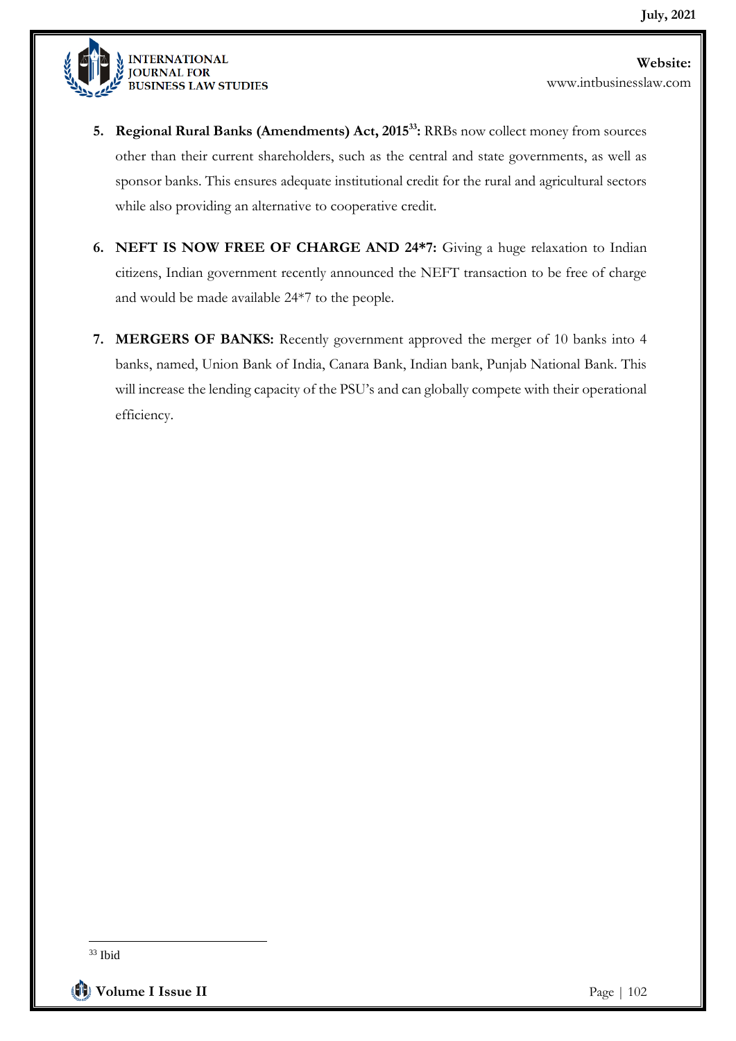5. **Regional Rural Banks (Amendments) Act, 2015[33]:** RRBs now collect money from sources other than their current shareholders, such as the central and state governments, as well as sponsor banks. This ensures adequate institutional credit for the rural and agricultural sectors while also providing an alternative to cooperative credit.

6. **NEFT IS NOW FREE OF CHARGE AND 24*7:** Giving a huge relaxation to Indian citizens, Indian government recently announced the NEFT transaction to be free of charge and would be made available 24*7 to the people.

7. **MERGERS OF BANKS:** Recently government approved the merger of 10 banks into 4 banks, named, Union Bank of India, Canara Bank, Indian bank, Punjab National Bank. This will increase the lending capacity of the PSU's and can globally compete with their operational efficiency.

---

[33] Ibid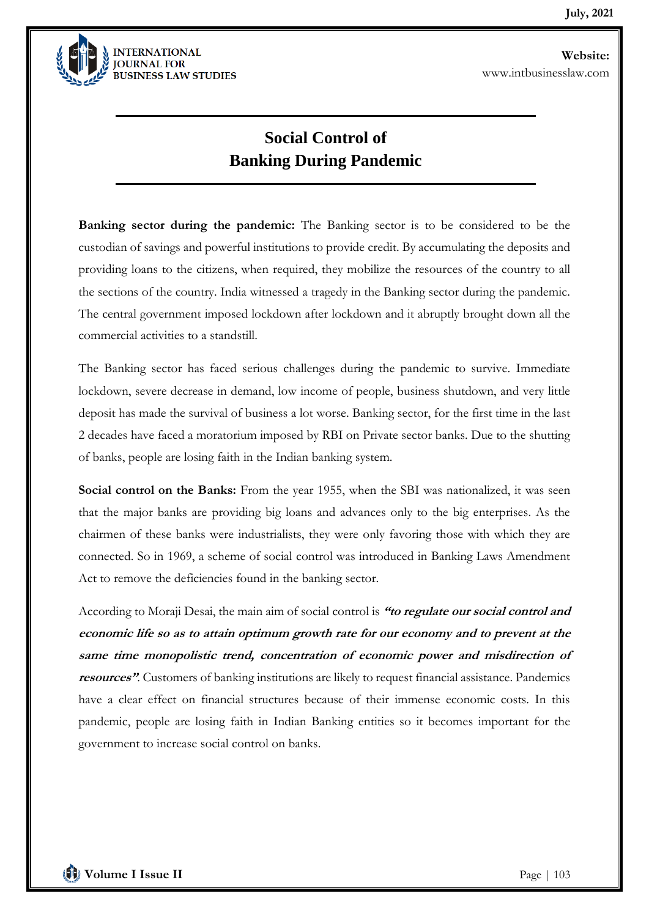# Social Control of Banking During Pandemic

**Banking sector during the pandemic:** The Banking sector is to be considered to be the custodian of savings and powerful institutions to provide credit. By accumulating the deposits and providing loans to the citizens, when required, they mobilize the resources of the country to all the sections of the country. India witnessed a tragedy in the Banking sector during the pandemic. The central government imposed lockdown after lockdown and it abruptly brought down all the commercial activities to a standstill.

The Banking sector has faced serious challenges during the pandemic to survive. Immediate lockdown, severe decrease in demand, low income of people, business shutdown, and very little deposit has made the survival of business a lot worse. Banking sector, for the first time in the last 2 decades have faced a moratorium imposed by RBI on Private sector banks. Due to the shutting of banks, people are losing faith in the Indian banking system.

**Social control on the Banks:** From the year 1955, when the SBI was nationalized, it was seen that the major banks are providing big loans and advances only to the big enterprises. As the chairmen of these banks were industrialists, they were only favoring those with which they are connected. So in 1969, a scheme of social control was introduced in Banking Laws Amendment Act to remove the deficiencies found in the banking sector.

According to Moraji Desai, the main aim of social control is ***"to regulate our social control and economic life so as to attain optimum growth rate for our economy and to prevent at the same time monopolistic trend, concentration of economic power and misdirection of resources"***. Customers of banking institutions are likely to request financial assistance. Pandemics have a clear effect on financial structures because of their immense economic costs. In this pandemic, people are losing faith in Indian Banking entities so it becomes important for the government to increase social control on banks.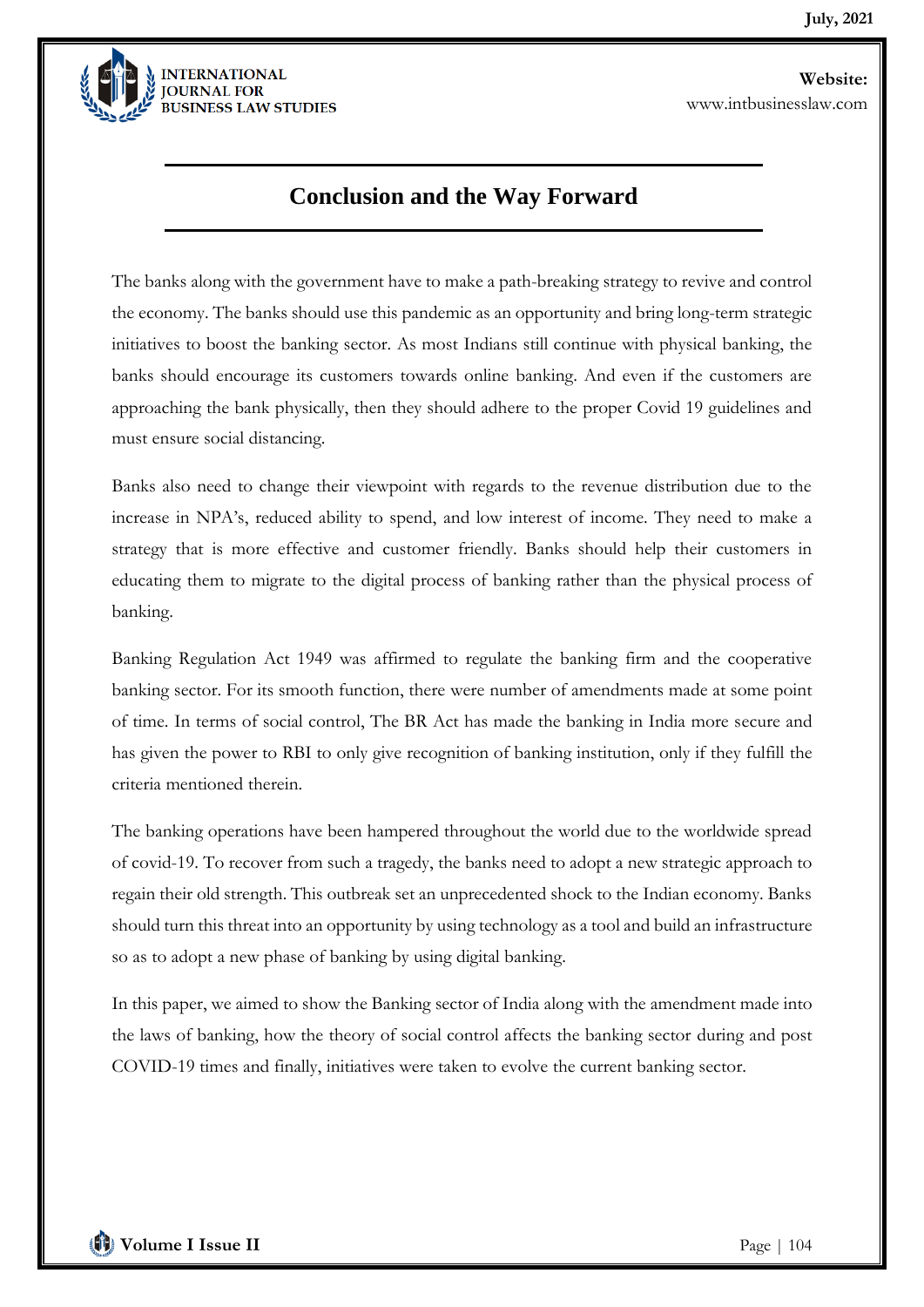## Conclusion and the Way Forward

The banks along with the government have to make a path-breaking strategy to revive and control the economy. The banks should use this pandemic as an opportunity and bring long-term strategic initiatives to boost the banking sector. As most Indians still continue with physical banking, the banks should encourage its customers towards online banking. And even if the customers are approaching the bank physically, then they should adhere to the proper Covid 19 guidelines and must ensure social distancing.

Banks also need to change their viewpoint with regards to the revenue distribution due to the increase in NPA's, reduced ability to spend, and low interest of income. They need to make a strategy that is more effective and customer friendly. Banks should help their customers in educating them to migrate to the digital process of banking rather than the physical process of banking.

Banking Regulation Act 1949 was affirmed to regulate the banking firm and the cooperative banking sector. For its smooth function, there were number of amendments made at some point of time. In terms of social control, The BR Act has made the banking in India more secure and has given the power to RBI to only give recognition of banking institution, only if they fulfill the criteria mentioned therein.

The banking operations have been hampered throughout the world due to the worldwide spread of covid-19. To recover from such a tragedy, the banks need to adopt a new strategic approach to regain their old strength. This outbreak set an unprecedented shock to the Indian economy. Banks should turn this threat into an opportunity by using technology as a tool and build an infrastructure so as to adopt a new phase of banking by using digital banking.

In this paper, we aimed to show the Banking sector of India along with the amendment made into the laws of banking, how the theory of social control affects the banking sector during and post COVID-19 times and finally, initiatives were taken to evolve the current banking sector.